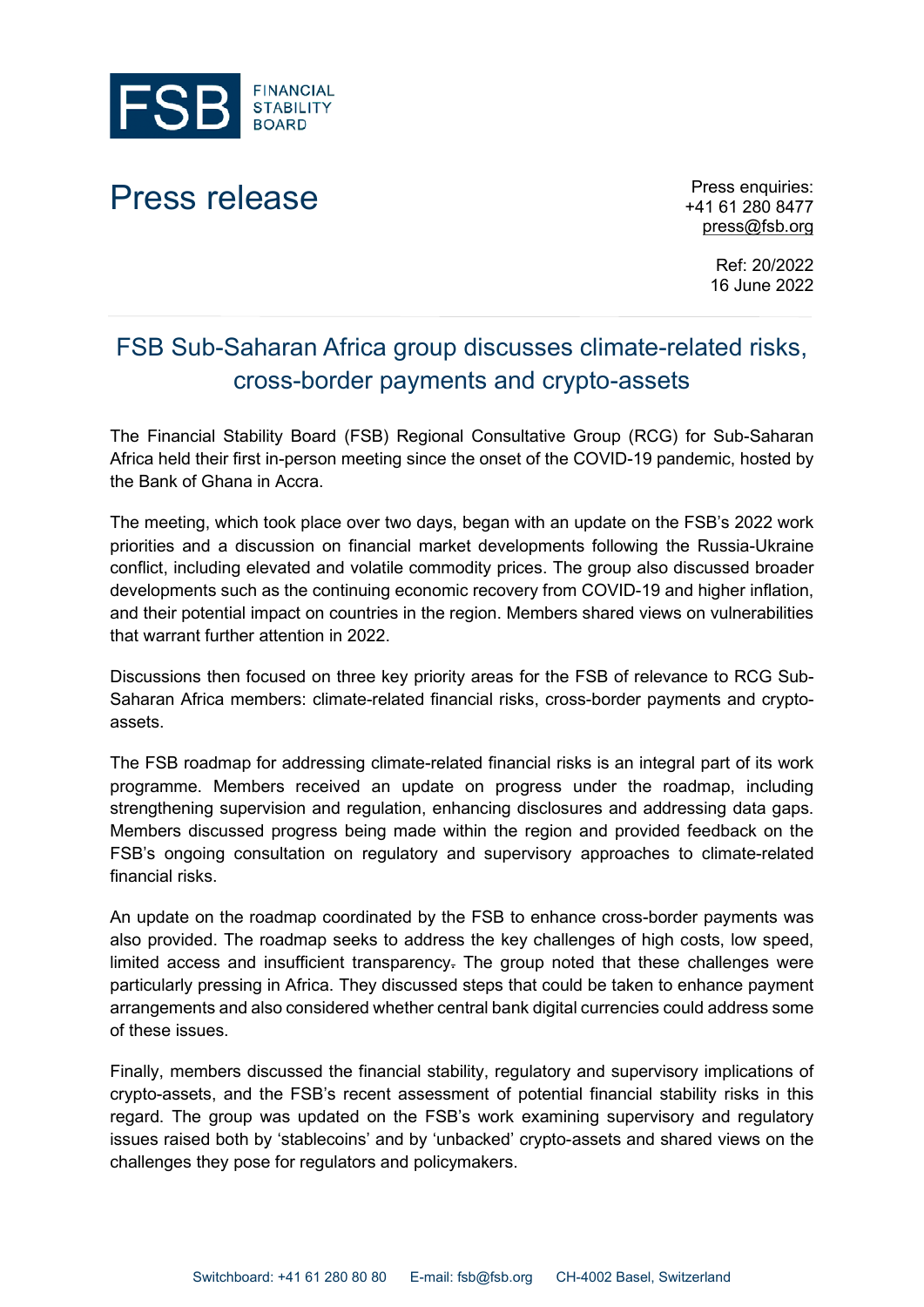FSB FINANCIAL STABILITY BOARD

# Press release

Press enquiries:
+41 61 280 8477
press@fsb.org

Ref: 20/2022
16 June 2022

## FSB Sub-Saharan Africa group discusses climate-related risks, cross-border payments and crypto-assets

The Financial Stability Board (FSB) Regional Consultative Group (RCG) for Sub-Saharan Africa held their first in-person meeting since the onset of the COVID-19 pandemic, hosted by the Bank of Ghana in Accra.

The meeting, which took place over two days, began with an update on the FSB's 2022 work priorities and a discussion on financial market developments following the Russia-Ukraine conflict, including elevated and volatile commodity prices. The group also discussed broader developments such as the continuing economic recovery from COVID-19 and higher inflation, and their potential impact on countries in the region. Members shared views on vulnerabilities that warrant further attention in 2022.

Discussions then focused on three key priority areas for the FSB of relevance to RCG Sub-Saharan Africa members: climate-related financial risks, cross-border payments and crypto-assets.

The FSB roadmap for addressing climate-related financial risks is an integral part of its work programme. Members received an update on progress under the roadmap, including strengthening supervision and regulation, enhancing disclosures and addressing data gaps. Members discussed progress being made within the region and provided feedback on the FSB's ongoing consultation on regulatory and supervisory approaches to climate-related financial risks.

An update on the roadmap coordinated by the FSB to enhance cross-border payments was also provided. The roadmap seeks to address the key challenges of high costs, low speed, limited access and insufficient transparency. The group noted that these challenges were particularly pressing in Africa. They discussed steps that could be taken to enhance payment arrangements and also considered whether central bank digital currencies could address some of these issues.

Finally, members discussed the financial stability, regulatory and supervisory implications of crypto-assets, and the FSB's recent assessment of potential financial stability risks in this regard. The group was updated on the FSB's work examining supervisory and regulatory issues raised both by 'stablecoins' and by 'unbacked' crypto-assets and shared views on the challenges they pose for regulators and policymakers.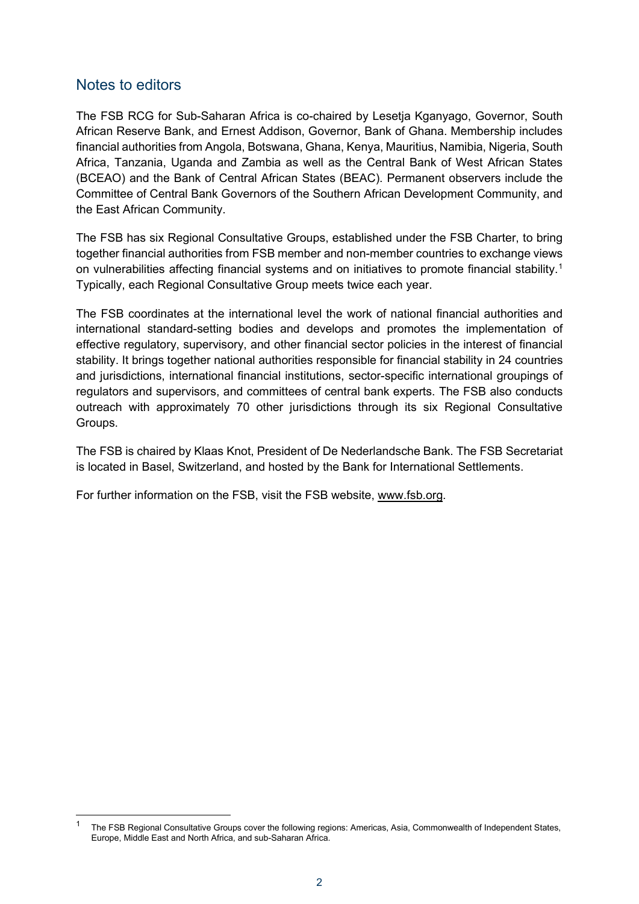## Notes to editors

The FSB RCG for Sub-Saharan Africa is co-chaired by Lesetja Kganyago, Governor, South African Reserve Bank, and Ernest Addison, Governor, Bank of Ghana. Membership includes financial authorities from Angola, Botswana, Ghana, Kenya, Mauritius, Namibia, Nigeria, South Africa, Tanzania, Uganda and Zambia as well as the Central Bank of West African States (BCEAO) and the Bank of Central African States (BEAC). Permanent observers include the Committee of Central Bank Governors of the Southern African Development Community, and the East African Community.

The FSB has six Regional Consultative Groups, established under the FSB Charter, to bring together financial authorities from FSB member and non-member countries to exchange views on vulnerabilities affecting financial systems and on initiatives to promote financial stability.[1] Typically, each Regional Consultative Group meets twice each year.

The FSB coordinates at the international level the work of national financial authorities and international standard-setting bodies and develops and promotes the implementation of effective regulatory, supervisory, and other financial sector policies in the interest of financial stability. It brings together national authorities responsible for financial stability in 24 countries and jurisdictions, international financial institutions, sector-specific international groupings of regulators and supervisors, and committees of central bank experts. The FSB also conducts outreach with approximately 70 other jurisdictions through its six Regional Consultative Groups.

The FSB is chaired by Klaas Knot, President of De Nederlandsche Bank. The FSB Secretariat is located in Basel, Switzerland, and hosted by the Bank for International Settlements.

For further information on the FSB, visit the FSB website, www.fsb.org.

[1] The FSB Regional Consultative Groups cover the following regions: Americas, Asia, Commonwealth of Independent States, Europe, Middle East and North Africa, and sub-Saharan Africa.